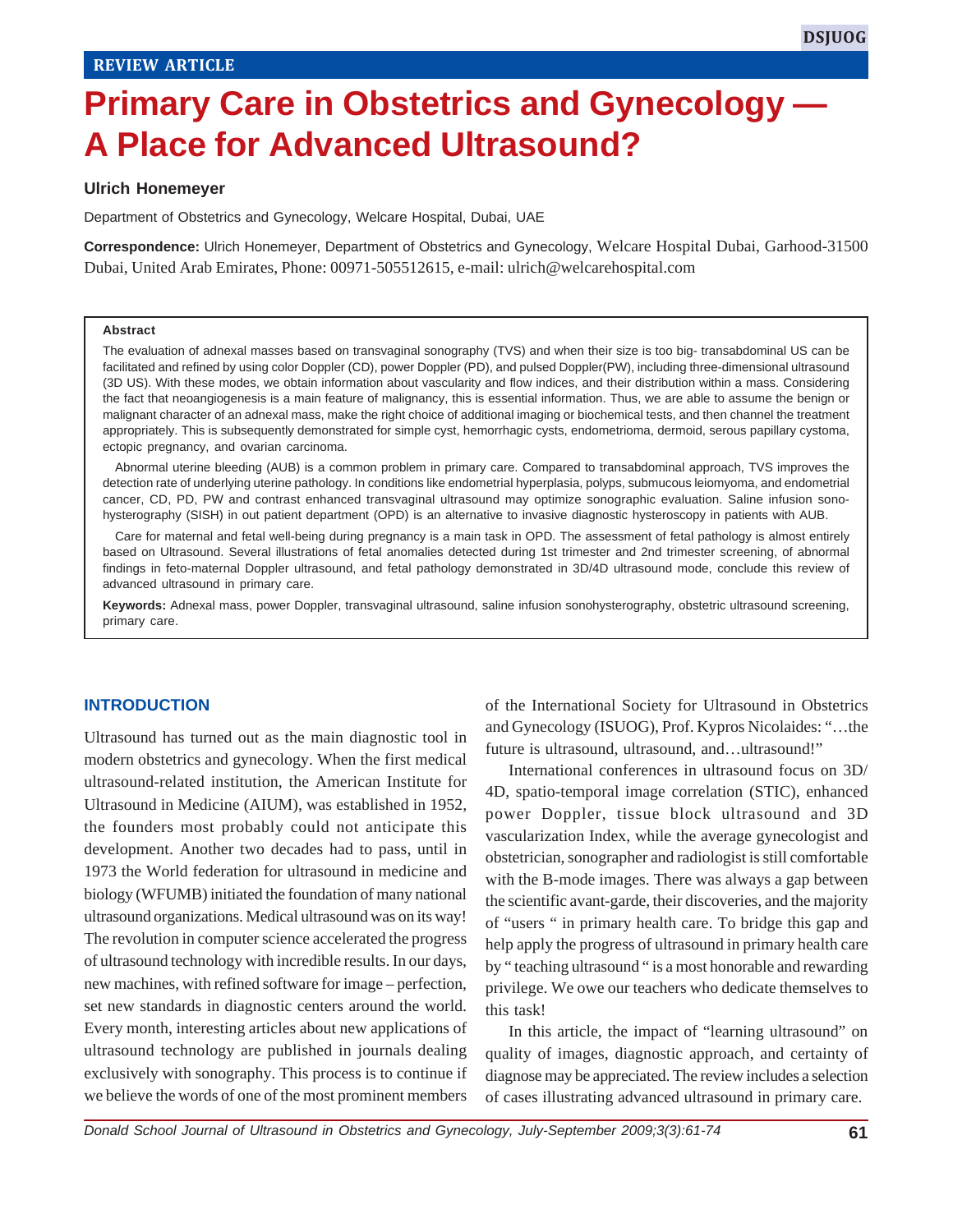REVIEW ARTICLE

# Primary Care in Obstetrics and Gynecology — A Place for Advanced Ultrasound?

**Ulrich Honemeyer**

Department of Obstetrics and Gynecology, Welcare Hospital, Dubai, UAE

**Correspondence:** Ulrich Honemeyer, Department of Obstetrics and Gynecology, Welcare Hospital Dubai, Garhood-31500 Dubai, United Arab Emirates, Phone: 00971-505512615, e-mail: ulrich@welcarehospital.com

**Abstract**

The evaluation of adnexal masses based on transvaginal sonography (TVS) and when their size is too big- transabdominal US can be facilitated and refined by using color Doppler (CD), power Doppler (PD), and pulsed Doppler(PW), including three-dimensional ultrasound (3D US). With these modes, we obtain information about vascularity and flow indices, and their distribution within a mass. Considering the fact that neoangiogenesis is a main feature of malignancy, this is essential information. Thus, we are able to assume the benign or malignant character of an adnexal mass, make the right choice of additional imaging or biochemical tests, and then channel the treatment appropriately. This is subsequently demonstrated for simple cyst, hemorrhagic cysts, endometrioma, dermoid, serous papillary cystoma, ectopic pregnancy, and ovarian carcinoma.

Abnormal uterine bleeding (AUB) is a common problem in primary care. Compared to transabdominal approach, TVS improves the detection rate of underlying uterine pathology. In conditions like endometrial hyperplasia, polyps, submucous leiomyoma, and endometrial cancer, CD, PD, PW and contrast enhanced transvaginal ultrasound may optimize sonographic evaluation. Saline infusion sono-hysterography (SISH) in out patient department (OPD) is an alternative to invasive diagnostic hysteroscopy in patients with AUB.

Care for maternal and fetal well-being during pregnancy is a main task in OPD. The assessment of fetal pathology is almost entirely based on Ultrasound. Several illustrations of fetal anomalies detected during 1st trimester and 2nd trimester screening, of abnormal findings in feto-maternal Doppler ultrasound, and fetal pathology demonstrated in 3D/4D ultrasound mode, conclude this review of advanced ultrasound in primary care.

**Keywords:** Adnexal mass, power Doppler, transvaginal ultrasound, saline infusion sonohysterography, obstetric ultrasound screening, primary care.

## INTRODUCTION

Ultrasound has turned out as the main diagnostic tool in modern obstetrics and gynecology. When the first medical ultrasound-related institution, the American Institute for Ultrasound in Medicine (AIUM), was established in 1952, the founders most probably could not anticipate this development. Another two decades had to pass, until in 1973 the World federation for ultrasound in medicine and biology (WFUMB) initiated the foundation of many national ultrasound organizations. Medical ultrasound was on its way! The revolution in computer science accelerated the progress of ultrasound technology with incredible results. In our days, new machines, with refined software for image – perfection, set new standards in diagnostic centers around the world. Every month, interesting articles about new applications of ultrasound technology are published in journals dealing exclusively with sonography. This process is to continue if we believe the words of one of the most prominent members of the International Society for Ultrasound in Obstetrics and Gynecology (ISUOG), Prof. Kypros Nicolaides: "…the future is ultrasound, ultrasound, and…ultrasound!"

International conferences in ultrasound focus on 3D/4D, spatio-temporal image correlation (STIC), enhanced power Doppler, tissue block ultrasound and 3D vascularization Index, while the average gynecologist and obstetrician, sonographer and radiologist is still comfortable with the B-mode images. There was always a gap between the scientific avant-garde, their discoveries, and the majority of "users " in primary health care. To bridge this gap and help apply the progress of ultrasound in primary health care by " teaching ultrasound " is a most honorable and rewarding privilege. We owe our teachers who dedicate themselves to this task!

In this article, the impact of "learning ultrasound" on quality of images, diagnostic approach, and certainty of diagnose may be appreciated. The review includes a selection of cases illustrating advanced ultrasound in primary care.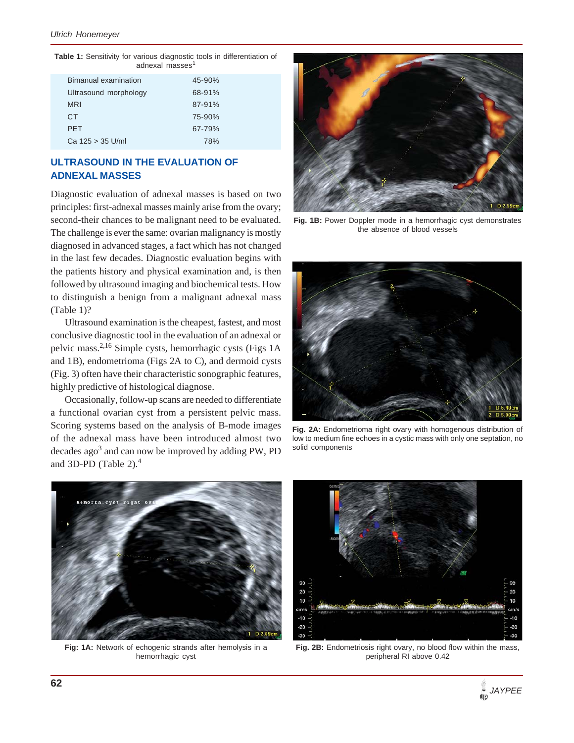**Table 1:** Sensitivity for various diagnostic tools in differentiation of adnexal masses[1]

| | |
|---|---|
| Bimanual examination | 45-90% |
| Ultrasound morphology | 68-91% |
| MRI | 87-91% |
| CT | 75-90% |
| PET | 67-79% |
| Ca 125 > 35 U/ml | 78% |

## ULTRASOUND IN THE EVALUATION OF ADNEXAL MASSES

Diagnostic evaluation of adnexal masses is based on two principles: first-adnexal masses mainly arise from the ovary; second-their chances to be malignant need to be evaluated. The challenge is ever the same: ovarian malignancy is mostly diagnosed in advanced stages, a fact which has not changed in the last few decades. Diagnostic evaluation begins with the patients history and physical examination and, is then followed by ultrasound imaging and biochemical tests. How to distinguish a benign from a malignant adnexal mass (Table 1)?

Ultrasound examination is the cheapest, fastest, and most conclusive diagnostic tool in the evaluation of an adnexal or pelvic mass.[2,16] Simple cysts, hemorrhagic cysts (Figs 1A and 1B), endometrioma (Figs 2A to C), and dermoid cysts (Fig. 3) often have their characteristic sonographic features, highly predictive of histological diagnose.

Occasionally, follow-up scans are needed to differentiate a functional ovarian cyst from a persistent pelvic mass. Scoring systems based on the analysis of B-mode images of the adnexal mass have been introduced almost two decades ago[3] and can now be improved by adding PW, PD and 3D-PD (Table 2).[4]

**Fig. 1B:** Power Doppler mode in a hemorrhagic cyst demonstrates the absence of blood vessels

**Fig. 2A:** Endometrioma right ovary with homogenous distribution of low to medium fine echoes in a cystic mass with only one septation, no solid components

**Fig: 1A:** Network of echogenic strands after hemolysis in a hemorrhagic cyst

**Fig. 2B:** Endometriosis right ovary, no blood flow within the mass, peripheral RI above 0.42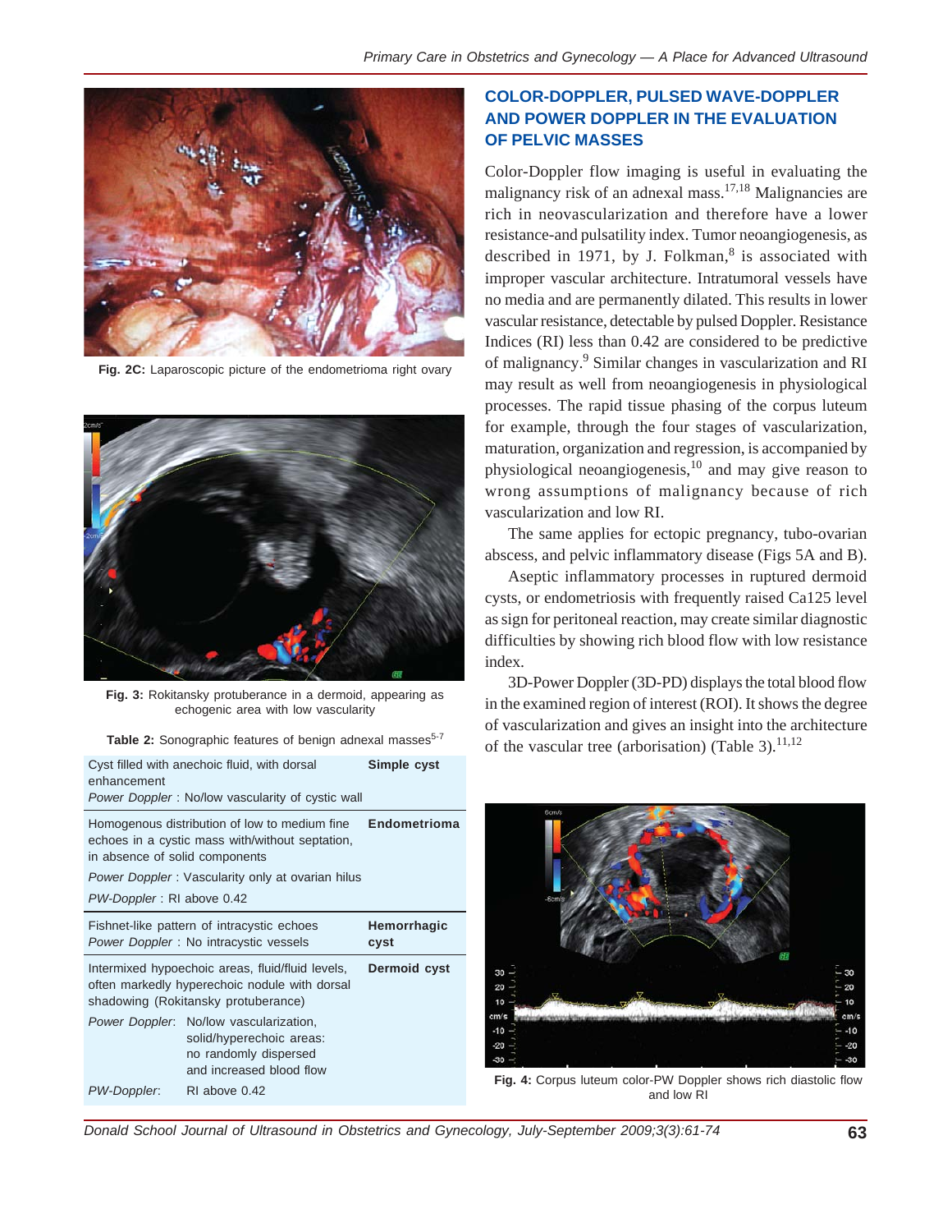Fig. 2C: Laparoscopic picture of the endometrioma right ovary

Fig. 3: Rokitansky protuberance in a dermoid, appearing as echogenic area with low vascularity

**Table 2:** Sonographic features of benign adnexal masses[5-7]

| Features | Diagnosis |
|---|---|
| Cyst filled with anechoic fluid, with dorsal enhancement<br>*Power Doppler* : No/low vascularity of cystic wall | **Simple cyst** |
| Homogenous distribution of low to medium fine echoes in a cystic mass with/without septation, in absence of solid components<br>*Power Doppler* : Vascularity only at ovarian hilus<br>*PW-Doppler* : RI above 0.42 | **Endometrioma** |
| Fishnet-like pattern of intracystic echoes<br>*Power Doppler* : No intracystic vessels | **Hemorrhagic cyst** |
| Intermixed hypoechoic areas, fluid/fluid levels, often markedly hyperechoic nodule with dorsal shadowing (Rokitansky protuberance)<br>*Power Doppler*: No/low vascularization, solid/hyperechoic areas: no randomly dispersed and increased blood flow<br>*PW-Doppler*: RI above 0.42 | **Dermoid cyst** |

## COLOR-DOPPLER, PULSED WAVE-DOPPLER AND POWER DOPPLER IN THE EVALUATION OF PELVIC MASSES

Color-Doppler flow imaging is useful in evaluating the malignancy risk of an adnexal mass.[17,18] Malignancies are rich in neovascularization and therefore have a lower resistance-and pulsatility index. Tumor neoangiogenesis, as described in 1971, by J. Folkman,[8] is associated with improper vascular architecture. Intratumoral vessels have no media and are permanently dilated. This results in lower vascular resistance, detectable by pulsed Doppler. Resistance Indices (RI) less than 0.42 are considered to be predictive of malignancy.[9] Similar changes in vascularization and RI may result as well from neoangiogenesis in physiological processes. The rapid tissue phasing of the corpus luteum for example, through the four stages of vascularization, maturation, organization and regression, is accompanied by physiological neoangiogenesis,[10] and may give reason to wrong assumptions of malignancy because of rich vascularization and low RI.

The same applies for ectopic pregnancy, tubo-ovarian abscess, and pelvic inflammatory disease (Figs 5A and B).

Aseptic inflammatory processes in ruptured dermoid cysts, or endometriosis with frequently raised Ca125 level as sign for peritoneal reaction, may create similar diagnostic difficulties by showing rich blood flow with low resistance index.

3D-Power Doppler (3D-PD) displays the total blood flow in the examined region of interest (ROI). It shows the degree of vascularization and gives an insight into the architecture of the vascular tree (arborisation) (Table 3).[11,12]

Fig. 4: Corpus luteum color-PW Doppler shows rich diastolic flow and low RI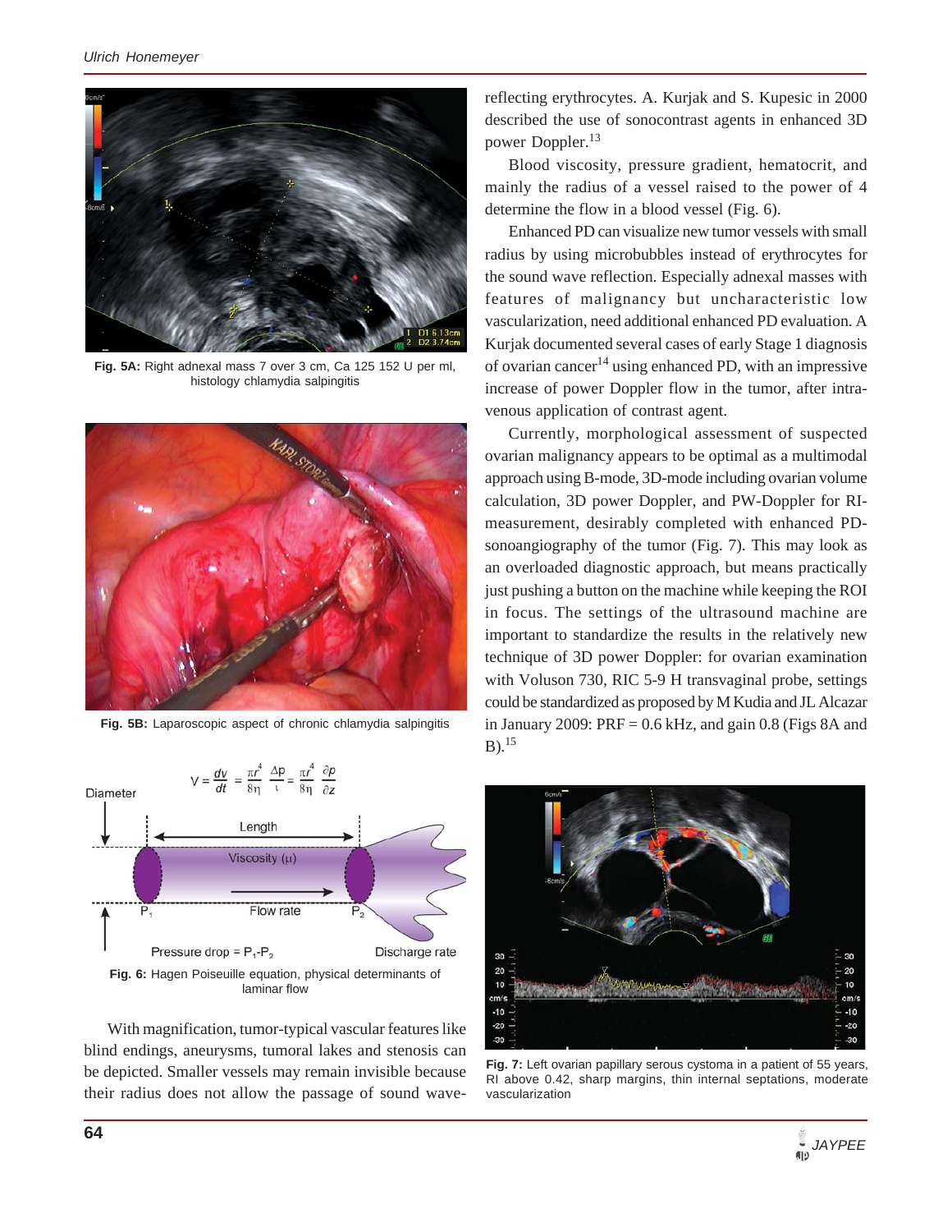Fig. 5A: Right adnexal mass 7 over 3 cm, Ca 125 152 U per ml, histology chlamydia salpingitis

Fig. 5B: Laparoscopic aspect of chronic chlamydia salpingitis

Fig. 6: Hagen Poiseuille equation, physical determinants of laminar flow

With magnification, tumor-typical vascular features like blind endings, aneurysms, tumoral lakes and stenosis can be depicted. Smaller vessels may remain invisible because their radius does not allow the passage of sound wave-reflecting erythrocytes. A. Kurjak and S. Kupesic in 2000 described the use of sonocontrast agents in enhanced 3D power Doppler.[13]

Blood viscosity, pressure gradient, hematocrit, and mainly the radius of a vessel raised to the power of 4 determine the flow in a blood vessel (Fig. 6).

Enhanced PD can visualize new tumor vessels with small radius by using microbubbles instead of erythrocytes for the sound wave reflection. Especially adnexal masses with features of malignancy but uncharacteristic low vascularization, need additional enhanced PD evaluation. A Kurjak documented several cases of early Stage 1 diagnosis of ovarian cancer[14] using enhanced PD, with an impressive increase of power Doppler flow in the tumor, after intravenous application of contrast agent.

Currently, morphological assessment of suspected ovarian malignancy appears to be optimal as a multimodal approach using B-mode, 3D-mode including ovarian volume calculation, 3D power Doppler, and PW-Doppler for RI-measurement, desirably completed with enhanced PD-sonoangiography of the tumor (Fig. 7). This may look as an overloaded diagnostic approach, but means practically just pushing a button on the machine while keeping the ROI in focus. The settings of the ultrasound machine are important to standardize the results in the relatively new technique of 3D power Doppler: for ovarian examination with Voluson 730, RIC 5-9 H transvaginal probe, settings could be standardized as proposed by M Kudia and JL Alcazar in January 2009: PRF = 0.6 kHz, and gain 0.8 (Figs 8A and B).[15]

Fig. 7: Left ovarian papillary serous cystoma in a patient of 55 years, RI above 0.42, sharp margins, thin internal septations, moderate vascularization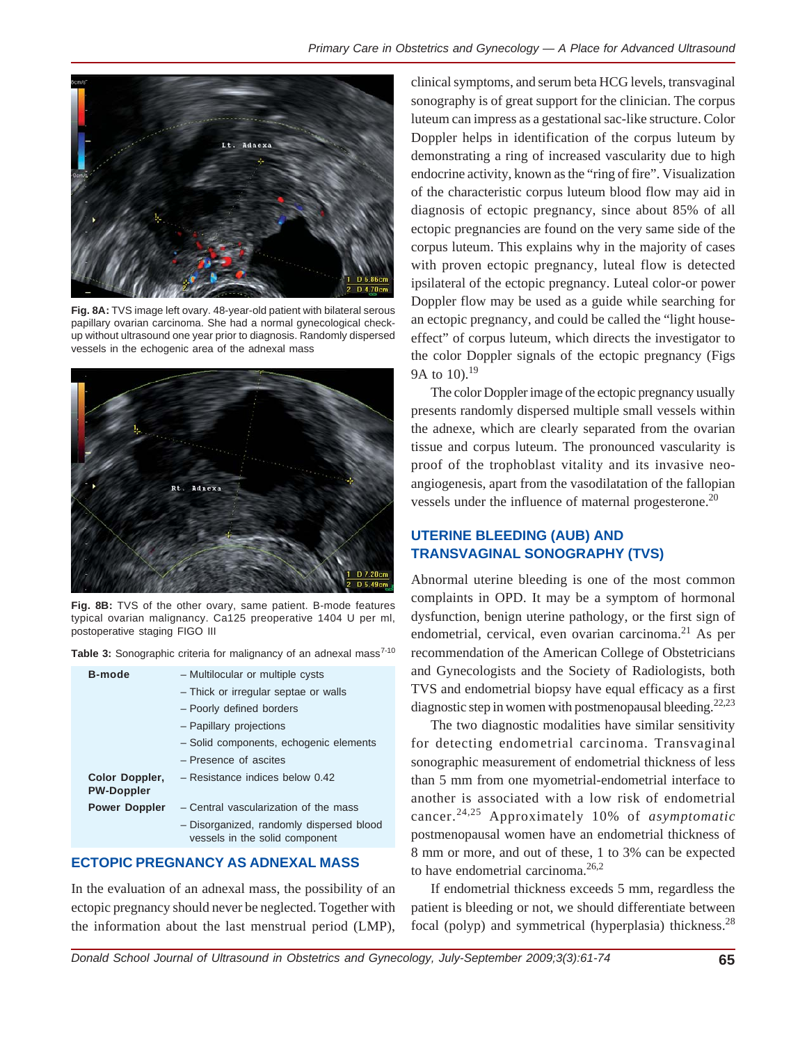Fig. 8A: TVS image left ovary. 48-year-old patient with bilateral serous papillary ovarian carcinoma. She had a normal gynecological check-up without ultrasound one year prior to diagnosis. Randomly dispersed vessels in the echogenic area of the adnexal mass

Fig. 8B: TVS of the other ovary, same patient. B-mode features typical ovarian malignancy. Ca125 preoperative 1404 U per ml, postoperative staging FIGO III

**Table 3:** Sonographic criteria for malignancy of an adnexal mass[7-10]

| | |
|---|---|
| **B-mode** | – Multilocular or multiple cysts |
| | – Thick or irregular septae or walls |
| | – Poorly defined borders |
| | – Papillary projections |
| | – Solid components, echogenic elements |
| | – Presence of ascites |
| **Color Doppler, PW-Doppler** | – Resistance indices below 0.42 |
| **Power Doppler** | – Central vascularization of the mass |
| | – Disorganized, randomly dispersed blood vessels in the solid component |

## ECTOPIC PREGNANCY AS ADNEXAL MASS

In the evaluation of an adnexal mass, the possibility of an ectopic pregnancy should never be neglected. Together with the information about the last menstrual period (LMP), clinical symptoms, and serum beta HCG levels, transvaginal sonography is of great support for the clinician. The corpus luteum can impress as a gestational sac-like structure. Color Doppler helps in identification of the corpus luteum by demonstrating a ring of increased vascularity due to high endocrine activity, known as the "ring of fire". Visualization of the characteristic corpus luteum blood flow may aid in diagnosis of ectopic pregnancy, since about 85% of all ectopic pregnancies are found on the very same side of the corpus luteum. This explains why in the majority of cases with proven ectopic pregnancy, luteal flow is detected ipsilateral of the ectopic pregnancy. Luteal color-or power Doppler flow may be used as a guide while searching for an ectopic pregnancy, and could be called the "light house-effect" of corpus luteum, which directs the investigator to the color Doppler signals of the ectopic pregnancy (Figs 9A to 10).[19]

The color Doppler image of the ectopic pregnancy usually presents randomly dispersed multiple small vessels within the adnexe, which are clearly separated from the ovarian tissue and corpus luteum. The pronounced vascularity is proof of the trophoblast vitality and its invasive neo-angiogenesis, apart from the vasodilatation of the fallopian vessels under the influence of maternal progesterone.[20]

## UTERINE BLEEDING (AUB) AND TRANSVAGINAL SONOGRAPHY (TVS)

Abnormal uterine bleeding is one of the most common complaints in OPD. It may be a symptom of hormonal dysfunction, benign uterine pathology, or the first sign of endometrial, cervical, even ovarian carcinoma.[21] As per recommendation of the American College of Obstetricians and Gynecologists and the Society of Radiologists, both TVS and endometrial biopsy have equal efficacy as a first diagnostic step in women with postmenopausal bleeding.[22,23]

The two diagnostic modalities have similar sensitivity for detecting endometrial carcinoma. Transvaginal sonographic measurement of endometrial thickness of less than 5 mm from one myometrial-endometrial interface to another is associated with a low risk of endometrial cancer.[24,25] Approximately 10% of *asymptomatic* postmenopausal women have an endometrial thickness of 8 mm or more, and out of these, 1 to 3% can be expected to have endometrial carcinoma.[26,2]

If endometrial thickness exceeds 5 mm, regardless the patient is bleeding or not, we should differentiate between focal (polyp) and symmetrical (hyperplasia) thickness.[28]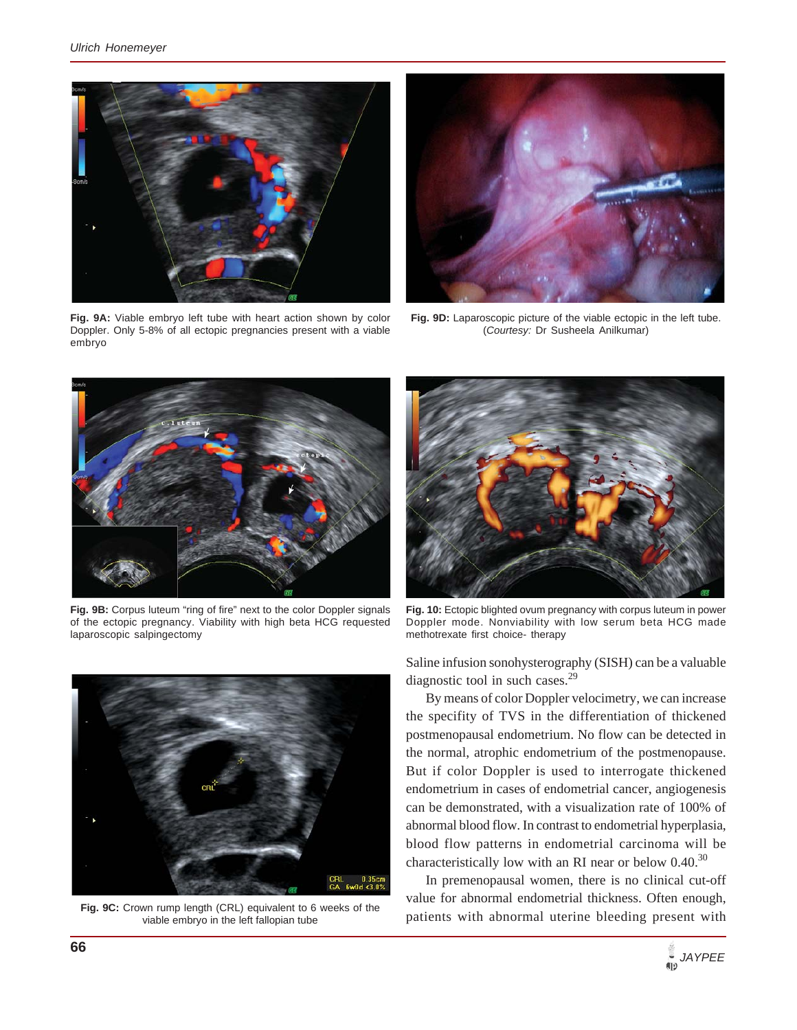Fig. 9A: Viable embryo left tube with heart action shown by color Doppler. Only 5-8% of all ectopic pregnancies present with a viable embryo

Fig. 9D: Laparoscopic picture of the viable ectopic in the left tube. (*Courtesy:* Dr Susheela Anilkumar)

**Fig. 9B:** Corpus luteum "ring of fire" next to the color Doppler signals of the ectopic pregnancy. Viability with high beta HCG requested laparoscopic salpingectomy

**Fig. 10:** Ectopic blighted ovum pregnancy with corpus luteum in power Doppler mode. Nonviability with low serum beta HCG made methotrexate first choice- therapy

**Fig. 9C:** Crown rump length (CRL) equivalent to 6 weeks of the viable embryo in the left fallopian tube

Saline infusion sonohysterography (SISH) can be a valuable diagnostic tool in such cases.[29]

By means of color Doppler velocimetry, we can increase the specifity of TVS in the differentiation of thickened postmenopausal endometrium. No flow can be detected in the normal, atrophic endometrium of the postmenopause. But if color Doppler is used to interrogate thickened endometrium in cases of endometrial cancer, angiogenesis can be demonstrated, with a visualization rate of 100% of abnormal blood flow. In contrast to endometrial hyperplasia, blood flow patterns in endometrial carcinoma will be characteristically low with an RI near or below 0.40.[30]

In premenopausal women, there is no clinical cut-off value for abnormal endometrial thickness. Often enough, patients with abnormal uterine bleeding present with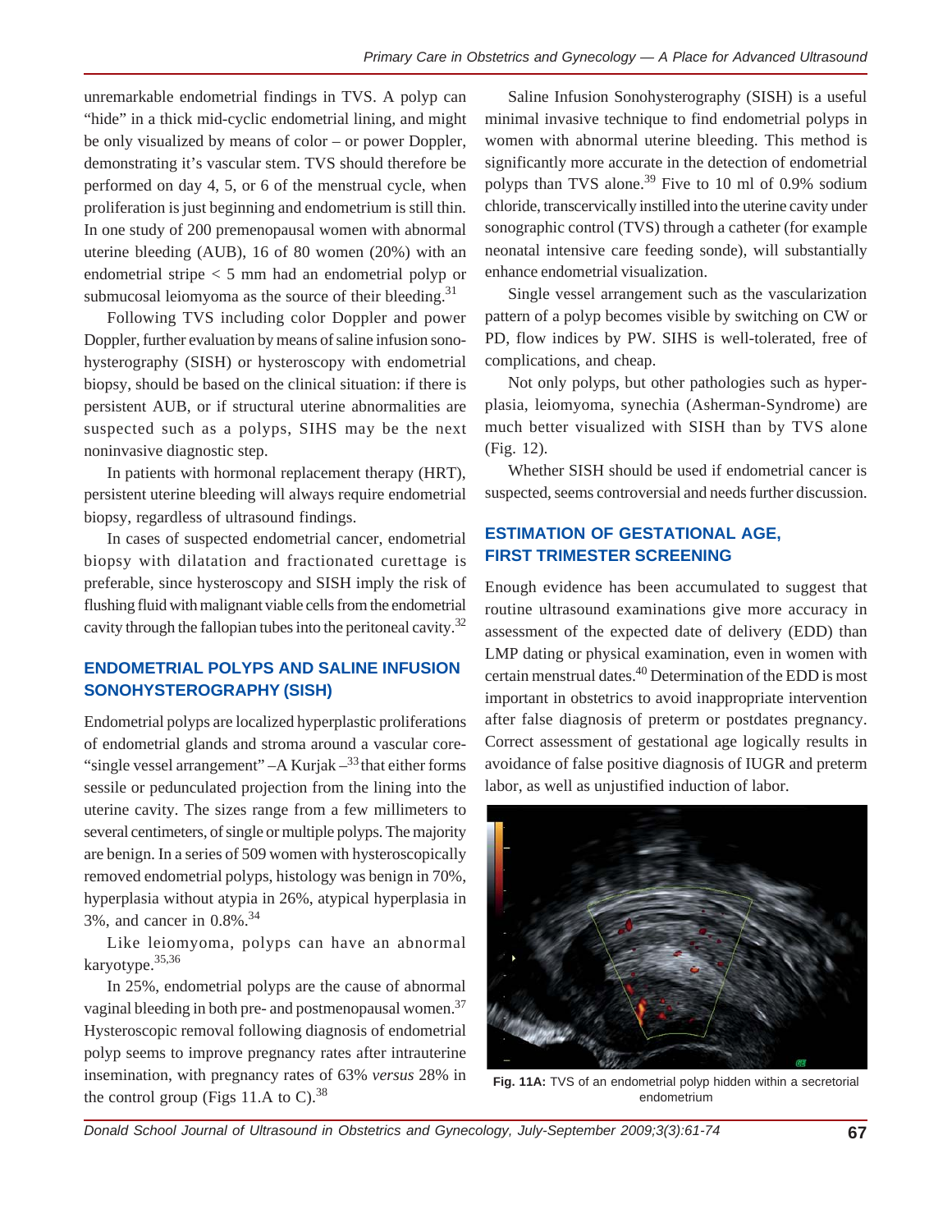unremarkable endometrial findings in TVS. A polyp can "hide" in a thick mid-cyclic endometrial lining, and might be only visualized by means of color – or power Doppler, demonstrating it's vascular stem. TVS should therefore be performed on day 4, 5, or 6 of the menstrual cycle, when proliferation is just beginning and endometrium is still thin. In one study of 200 premenopausal women with abnormal uterine bleeding (AUB), 16 of 80 women (20%) with an endometrial stripe < 5 mm had an endometrial polyp or submucosal leiomyoma as the source of their bleeding.[31]

Following TVS including color Doppler and power Doppler, further evaluation by means of saline infusion sonohysterography (SISH) or hysteroscopy with endometrial biopsy, should be based on the clinical situation: if there is persistent AUB, or if structural uterine abnormalities are suspected such as a polyps, SIHS may be the next noninvasive diagnostic step.

In patients with hormonal replacement therapy (HRT), persistent uterine bleeding will always require endometrial biopsy, regardless of ultrasound findings.

In cases of suspected endometrial cancer, endometrial biopsy with dilatation and fractionated curettage is preferable, since hysteroscopy and SISH imply the risk of flushing fluid with malignant viable cells from the endometrial cavity through the fallopian tubes into the peritoneal cavity.[32]

## ENDOMETRIAL POLYPS AND SALINE INFUSION SONOHYSTEROGRAPHY (SISH)

Endometrial polyps are localized hyperplastic proliferations of endometrial glands and stroma around a vascular core- "single vessel arrangement" –A Kurjak –[33] that either forms sessile or pedunculated projection from the lining into the uterine cavity. The sizes range from a few millimeters to several centimeters, of single or multiple polyps. The majority are benign. In a series of 509 women with hysteroscopically removed endometrial polyps, histology was benign in 70%, hyperplasia without atypia in 26%, atypical hyperplasia in 3%, and cancer in 0.8%.[34]

Like leiomyoma, polyps can have an abnormal karyotype.[35,36]

In 25%, endometrial polyps are the cause of abnormal vaginal bleeding in both pre- and postmenopausal women.[37] Hysteroscopic removal following diagnosis of endometrial polyp seems to improve pregnancy rates after intrauterine insemination, with pregnancy rates of 63% *versus* 28% in the control group (Figs 11.A to C).[38]

Saline Infusion Sonohysterography (SISH) is a useful minimal invasive technique to find endometrial polyps in women with abnormal uterine bleeding. This method is significantly more accurate in the detection of endometrial polyps than TVS alone.[39] Five to 10 ml of 0.9% sodium chloride, transcervically instilled into the uterine cavity under sonographic control (TVS) through a catheter (for example neonatal intensive care feeding sonde), will substantially enhance endometrial visualization.

Single vessel arrangement such as the vascularization pattern of a polyp becomes visible by switching on CW or PD, flow indices by PW. SIHS is well-tolerated, free of complications, and cheap.

Not only polyps, but other pathologies such as hyperplasia, leiomyoma, synechia (Asherman-Syndrome) are much better visualized with SISH than by TVS alone (Fig. 12).

Whether SISH should be used if endometrial cancer is suspected, seems controversial and needs further discussion.

## ESTIMATION OF GESTATIONAL AGE, FIRST TRIMESTER SCREENING

Enough evidence has been accumulated to suggest that routine ultrasound examinations give more accuracy in assessment of the expected date of delivery (EDD) than LMP dating or physical examination, even in women with certain menstrual dates.[40] Determination of the EDD is most important in obstetrics to avoid inappropriate intervention after false diagnosis of preterm or postdates pregnancy. Correct assessment of gestational age logically results in avoidance of false positive diagnosis of IUGR and preterm labor, as well as unjustified induction of labor.

**Fig. 11A:** TVS of an endometrial polyp hidden within a secretorial endometrium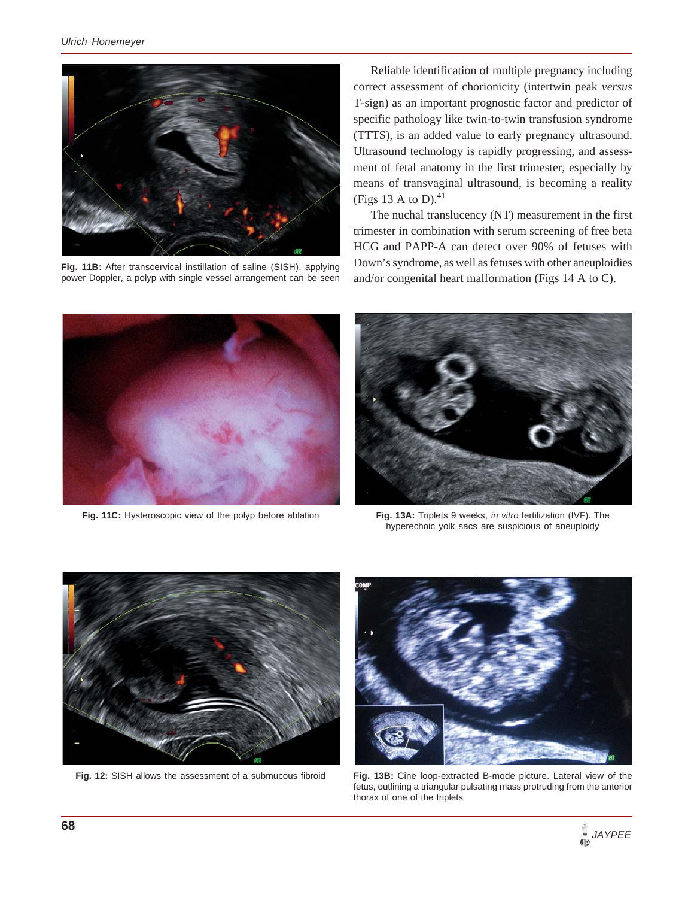Fig. 11B: After transcervical instillation of saline (SISH), applying power Doppler, a polyp with single vessel arrangement can be seen

Reliable identification of multiple pregnancy including correct assessment of chorionicity (intertwin peak *versus* T-sign) as an important prognostic factor and predictor of specific pathology like twin-to-twin transfusion syndrome (TTTS), is an added value to early pregnancy ultrasound. Ultrasound technology is rapidly progressing, and assessment of fetal anatomy in the first trimester, especially by means of transvaginal ultrasound, is becoming a reality (Figs 13 A to D).[41]

The nuchal translucency (NT) measurement in the first trimester in combination with serum screening of free beta HCG and PAPP-A can detect over 90% of fetuses with Down's syndrome, as well as fetuses with other aneuploidies and/or congenital heart malformation (Figs 14 A to C).

**Fig. 11C:** Hysteroscopic view of the polyp before ablation

**Fig. 13A:** Triplets 9 weeks, *in vitro* fertilization (IVF). The hyperechoic yolk sacs are suspicious of aneuploidy

**Fig. 12:** SISH allows the assessment of a submucous fibroid

**Fig. 13B:** Cine loop-extracted B-mode picture. Lateral view of the fetus, outlining a triangular pulsating mass protruding from the anterior thorax of one of the triplets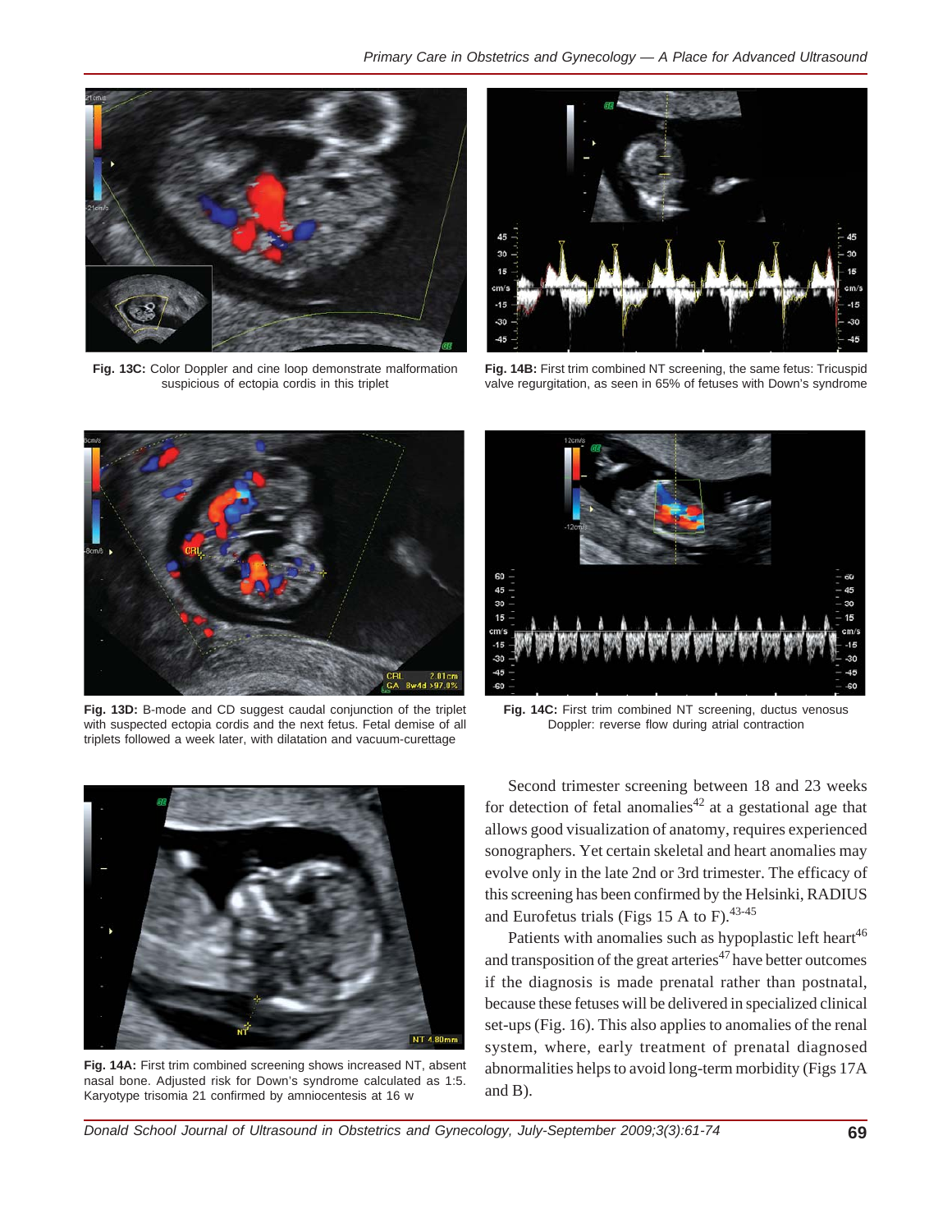Fig. 13C: Color Doppler and cine loop demonstrate malformation suspicious of ectopia cordis in this triplet

Fig. 14B: First trim combined NT screening, the same fetus: Tricuspid valve regurgitation, as seen in 65% of fetuses with Down's syndrome

Fig. 13D: B-mode and CD suggest caudal conjunction of the triplet with suspected ectopia cordis and the next fetus. Fetal demise of all triplets followed a week later, with dilatation and vacuum-curettage

Fig. 14C: First trim combined NT screening, ductus venosus Doppler: reverse flow during atrial contraction

Fig. 14A: First trim combined screening shows increased NT, absent nasal bone. Adjusted risk for Down's syndrome calculated as 1:5. Karyotype trisomia 21 confirmed by amniocentesis at 16 w

Second trimester screening between 18 and 23 weeks for detection of fetal anomalies[42] at a gestational age that allows good visualization of anatomy, requires experienced sonographers. Yet certain skeletal and heart anomalies may evolve only in the late 2nd or 3rd trimester. The efficacy of this screening has been confirmed by the Helsinki, RADIUS and Eurofetus trials (Figs 15 A to F).[43-45]

Patients with anomalies such as hypoplastic left heart[46] and transposition of the great arteries[47] have better outcomes if the diagnosis is made prenatal rather than postnatal, because these fetuses will be delivered in specialized clinical set-ups (Fig. 16). This also applies to anomalies of the renal system, where, early treatment of prenatal diagnosed abnormalities helps to avoid long-term morbidity (Figs 17A and B).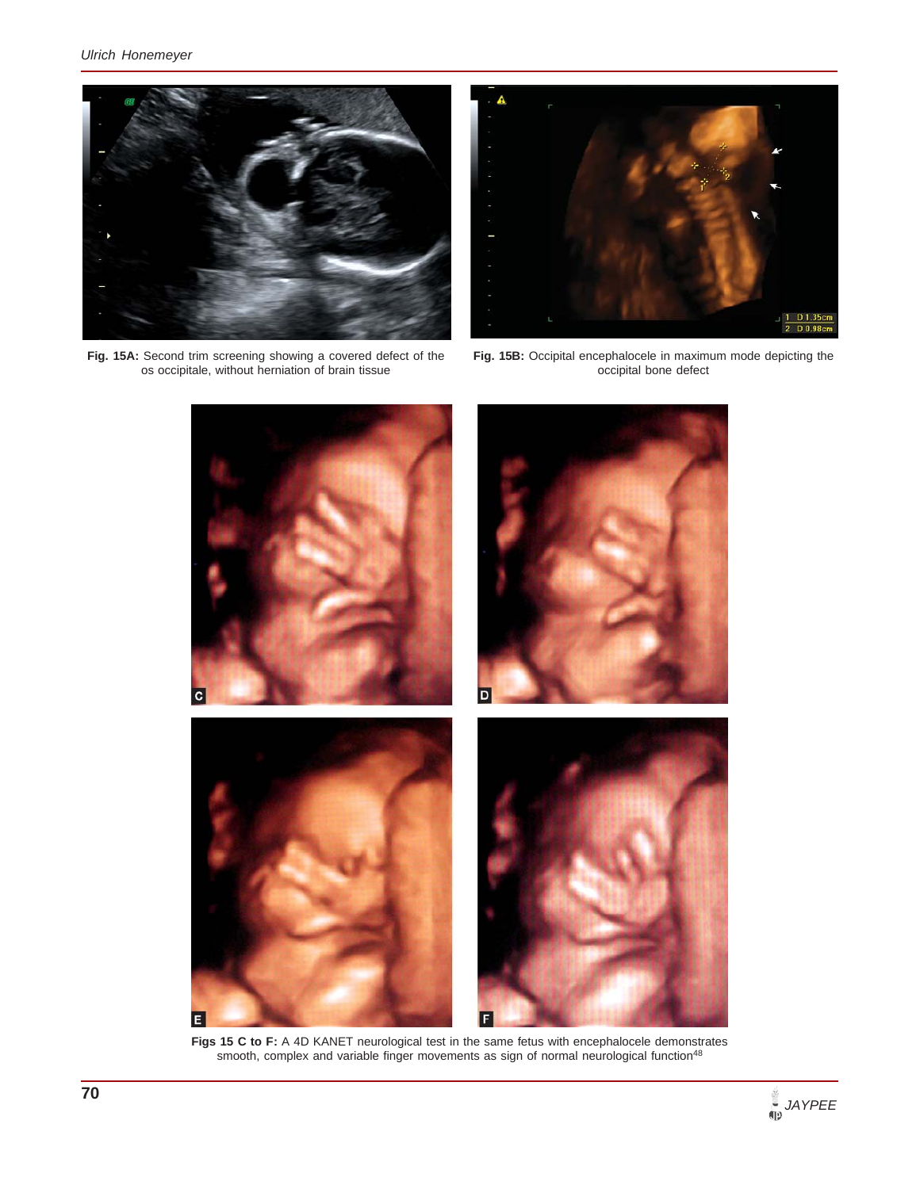**Fig. 15A:** Second trim screening showing a covered defect of the os occipitale, without herniation of brain tissue

**Fig. 15B:** Occipital encephalocele in maximum mode depicting the occipital bone defect

**Figs 15 C to F:** A 4D KANET neurological test in the same fetus with encephalocele demonstrates smooth, complex and variable finger movements as sign of normal neurological function[48]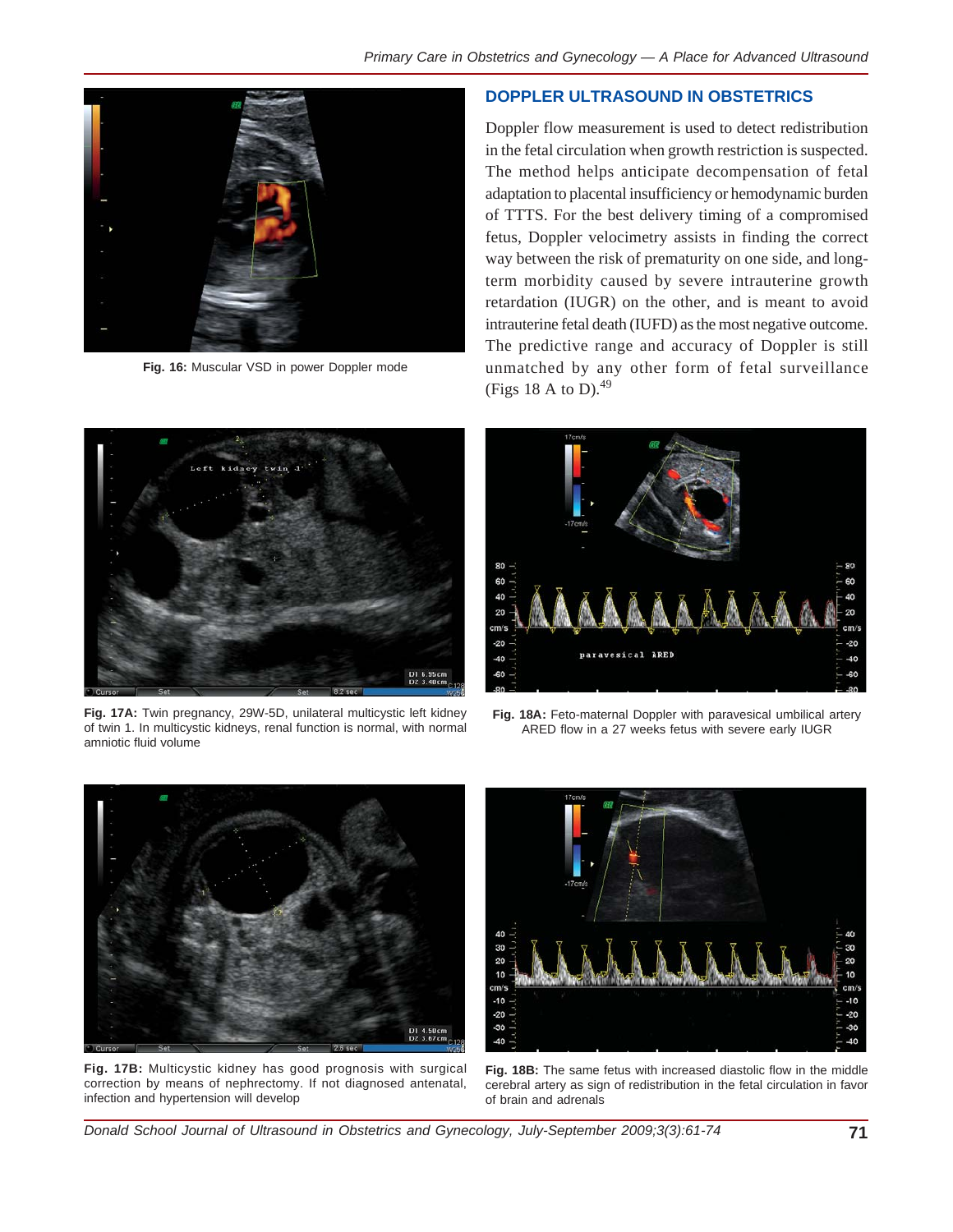## DOPPLER ULTRASOUND IN OBSTETRICS

Doppler flow measurement is used to detect redistribution in the fetal circulation when growth restriction is suspected. The method helps anticipate decompensation of fetal adaptation to placental insufficiency or hemodynamic burden of TTTS. For the best delivery timing of a compromised fetus, Doppler velocimetry assists in finding the correct way between the risk of prematurity on one side, and long-term morbidity caused by severe intrauterine growth retardation (IUGR) on the other, and is meant to avoid intrauterine fetal death (IUFD) as the most negative outcome. The predictive range and accuracy of Doppler is still unmatched by any other form of fetal surveillance (Figs 18 A to D).[49]

**Fig. 16:** Muscular VSD in power Doppler mode

**Fig. 17A:** Twin pregnancy, 29W-5D, unilateral multicystic left kidney of twin 1. In multicystic kidneys, renal function is normal, with normal amniotic fluid volume

**Fig. 18A:** Feto-maternal Doppler with paravesical umbilical artery ARED flow in a 27 weeks fetus with severe early IUGR

**Fig. 17B:** Multicystic kidney has good prognosis with surgical correction by means of nephrectomy. If not diagnosed antenatal, infection and hypertension will develop

**Fig. 18B:** The same fetus with increased diastolic flow in the middle cerebral artery as sign of redistribution in the fetal circulation in favor of brain and adrenals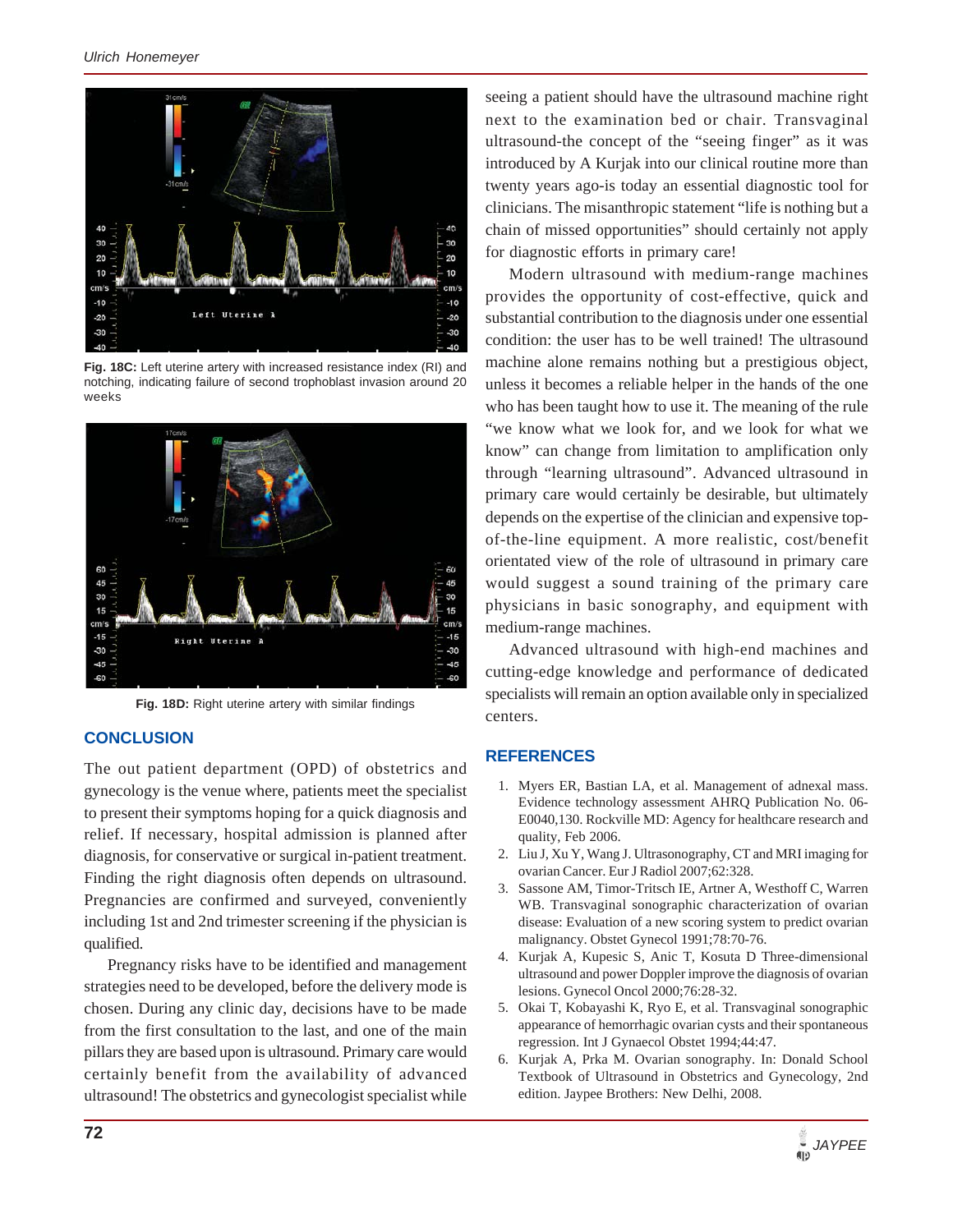Fig. 18C: Left uterine artery with increased resistance index (RI) and notching, indicating failure of second trophoblast invasion around 20 weeks

Fig. 18D: Right uterine artery with similar findings

## CONCLUSION

The out patient department (OPD) of obstetrics and gynecology is the venue where, patients meet the specialist to present their symptoms hoping for a quick diagnosis and relief. If necessary, hospital admission is planned after diagnosis, for conservative or surgical in-patient treatment. Finding the right diagnosis often depends on ultrasound. Pregnancies are confirmed and surveyed, conveniently including 1st and 2nd trimester screening if the physician is qualified.

Pregnancy risks have to be identified and management strategies need to be developed, before the delivery mode is chosen. During any clinic day, decisions have to be made from the first consultation to the last, and one of the main pillars they are based upon is ultrasound. Primary care would certainly benefit from the availability of advanced ultrasound! The obstetrics and gynecologist specialist while seeing a patient should have the ultrasound machine right next to the examination bed or chair. Transvaginal ultrasound-the concept of the "seeing finger" as it was introduced by A Kurjak into our clinical routine more than twenty years ago-is today an essential diagnostic tool for clinicians. The misanthropic statement "life is nothing but a chain of missed opportunities" should certainly not apply for diagnostic efforts in primary care!

Modern ultrasound with medium-range machines provides the opportunity of cost-effective, quick and substantial contribution to the diagnosis under one essential condition: the user has to be well trained! The ultrasound machine alone remains nothing but a prestigious object, unless it becomes a reliable helper in the hands of the one who has been taught how to use it. The meaning of the rule "we know what we look for, and we look for what we know" can change from limitation to amplification only through "learning ultrasound". Advanced ultrasound in primary care would certainly be desirable, but ultimately depends on the expertise of the clinician and expensive top-of-the-line equipment. A more realistic, cost/benefit orientated view of the role of ultrasound in primary care would suggest a sound training of the primary care physicians in basic sonography, and equipment with medium-range machines.

Advanced ultrasound with high-end machines and cutting-edge knowledge and performance of dedicated specialists will remain an option available only in specialized centers.

## REFERENCES

1. Myers ER, Bastian LA, et al. Management of adnexal mass. Evidence technology assessment AHRQ Publication No. 06-E0040,130. Rockville MD: Agency for healthcare research and quality, Feb 2006.
2. Liu J, Xu Y, Wang J. Ultrasonography, CT and MRI imaging for ovarian Cancer. Eur J Radiol 2007;62:328.
3. Sassone AM, Timor-Tritsch IE, Artner A, Westhoff C, Warren WB. Transvaginal sonographic characterization of ovarian disease: Evaluation of a new scoring system to predict ovarian malignancy. Obstet Gynecol 1991;78:70-76.
4. Kurjak A, Kupesic S, Anic T, Kosuta D Three-dimensional ultrasound and power Doppler improve the diagnosis of ovarian lesions. Gynecol Oncol 2000;76:28-32.
5. Okai T, Kobayashi K, Ryo E, et al. Transvaginal sonographic appearance of hemorrhagic ovarian cysts and their spontaneous regression. Int J Gynaecol Obstet 1994;44:47.
6. Kurjak A, Prka M. Ovarian sonography. In: Donald School Textbook of Ultrasound in Obstetrics and Gynecology, 2nd edition. Jaypee Brothers: New Delhi, 2008.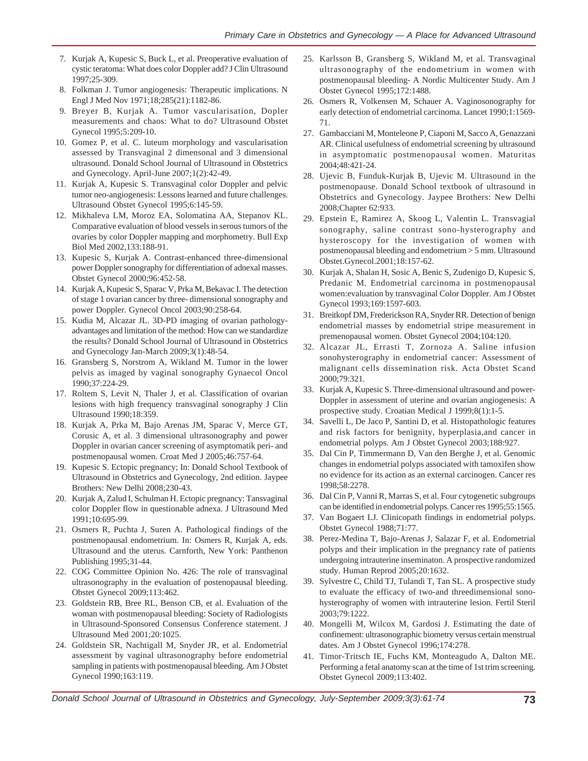7. Kurjak A, Kupesic S, Buck L, et al. Preoperative evaluation of cystic teratoma: What does color Doppler add? J Clin Ultrasound 1997;25-309.
8. Folkman J. Tumor angiogenesis: Therapeutic implications. N Engl J Med Nov 1971;18;285(21):1182-86.
9. Breyer B, Kurjak A. Tumor vascularisation, Dopler measurements and chaos: What to do? Ultrasound Obstet Gynecol 1995;5:209-10.
10. Gomez P, et al. C. luteum morphology and vascularisation assessed by Transvaginal 2 dimensonal and 3 dimensional ultrasound. Donald School Journal of Ultrasound in Obstetrics and Gynecology. April-June 2007;1(2):42-49.
11. Kurjak A, Kupesic S. Transvaginal color Doppler and pelvic tumor neo-angiogenesis: Lessons learned and future challenges. Ultrasound Obstet Gynecol 1995;6:145-59.
12. Mikhaleva LM, Moroz EA, Solomatina AA, Stepanov KL. Comparative evaluation of blood vessels in serous tumors of the ovaries by color Doppler mapping and morphometry. Bull Exp Biol Med 2002,133:188-91.
13. Kupesic S, Kurjak A. Contrast-enhanced three-dimensional power Doppler sonography for differentiation of adnexal masses. Obstet Gynecol 2000;96:452-58.
14. Kurjak A, Kupesic S, Sparac V, Prka M, Bekavac I. The detection of stage 1 ovarian cancer by three- dimensional sonography and power Doppler. Gynecol Oncol 2003;90:258-64.
15. Kudia M, Alcazar JL. 3D-PD imaging of ovarian pathology- advantages and limitation of the method: How can we standardize the results? Donald School Journal of Ultrasound in Obstetrics and Gynecology Jan-March 2009;3(1):48-54.
16. Gransberg S, Norstrom A, Wikland M. Tumor in the lower pelvis as imaged by vaginal sonography Gynaecol Oncol 1990;37:224-29.
17. Roltem S, Levit N, Thaler J, et al. Classification of ovarian lesions with high frequency transvaginal sonography J Clin Ultrasound 1990;18:359.
18. Kurjak A, Prka M, Bajo Arenas JM, Sparac V, Merce GT, Corusic A, et al. 3 dimensional ultrasonography and power Doppler in ovarian cancer screening of asymptomatik peri- and postmenopausal women. Croat Med J 2005;46:757-64.
19. Kupesic S. Ectopic pregnancy; In: Donald School Textbook of Ultrasound in Obstetrics and Gynecology, 2nd edition. Jaypee Brothers: New Delhi 2008;Chapter 62:933.
20. Kurjak A, Zalud I, Schulman H. Ectopic pregnancy: Tansvaginal color Doppler flow in questionable adnexa. J Ultrasound Med 1991;10:695-99.
21. Osmers R, Puchta J, Suren A. Pathological findings of the postmenopausal endometrium. In: Osmers R, Kurjak A, eds. Ultrasound and the uterus. Carnforth, New York: Panthenon Publishing 1995;31-44.
22. COG Committee Opinion No. 426: The role of transvaginal ultrasonography in the evaluation of postenopausal bleeding. Obstet Gynecol 2009;113:462.
23. Goldstein RB, Bree RL, Benson CB, et al. Evaluation of the woman with postmenopausal bleeding: Society of Radiologists in Ultrasound-Sponsored Consensus Conference statement. J Ultrasound Med 2001;20:1025.
24. Goldstein SR, Nachtigall M, Snyder JR, et al. Endometrial assessment by vaginal ultrasonography before endometrial sampling in patients with postmenopausal bleeding. Am J Obstet Gynecol 1990;163:119.
25. Karlsson B, Gransberg S, Wikland M, et al. Transvaginal ultrasonography of the endometrium in women with postmenopausal bleeding- A Nordic Multicenter Study. Am J Obstet Gynecol 1995;172:1488.
26. Osmers R, Volkensen M, Schauer A. Vaginosonography for early detection of endometrial carcinoma. Lancet 1990;1:1569-71.
27. Gambacciani M, Monteleone P, Ciaponi M, Sacco A, Genazzani AR. Clinical usefulness of endometrial screening by ultrasound in asymptomatic postmenopausal women. Maturitas 2004;48:421-24.
28. Ujevic B, Funduk-Kurjak B, Ujevic M. Ultrasound in the postmenopause. Donald School textbook of ultrasound in Obstetrics and Gynecology. Jaypee Brothers: New Delhi 2008;Chapter 62:933.
29. Epstein E, Ramirez A, Skoog L, Valentin L. Transvagial sonography, saline contrast sono-hysterography and hysteroscopy for the investigation of women with postmenopausal bleeding and endometrium > 5 mm. Ultrasound Obstet.Gynecol.2001;18:157-62.
30. Kurjak A, Shalan H, Sosic A, Benic S, Zudenigo D, Kupesic S, Predanic M. Endometrial carcinoma in postmenopausal women:evaluation by transvaginal Color Doppler. Am J Obstet Gynecol 1993;169:1597-603.
31. Breitkopf DM, Frederickson RA, Snyder RR. Detection of benign endometrial masses by endometrial stripe measurement in premenopausal women. Obstet Gynecol 2004;104:120.
32. Alcazar JL, Errasti T, Zornoza A. Saline infusion sonohysterography in endometrial cancer: Assessment of malignant cells dissemination risk. Acta Obstet Scand 2000;79:321.
33. Kurjak A, Kupesic S. Three-dimensional ultrasound and power-Doppler in assessment of uterine and ovarian angiogenesis: A prospective study. Croatian Medical J 1999;8(1):1-5.
34. Savelli L, De Jaco P, Santini D, et al. Histopathologic features and risk factors for benignity, hyperplasia,and cancer in endometrial polyps. Am J Obstet Gynecol 2003;188:927.
35. Dal Cin P, Timmermann D, Van den Berghe J, et al. Genomic changes in endometrial polyps associated with tamoxifen show no evidence for its action as an external carcinogen. Cancer res 1998;58:2278.
36. Dal Cin P, Vanni R, Marras S, et al. Four cytogenetic subgroups can be identified in endometrial polyps. Cancer res 1995;55:1565.
37. Van Bogaert LJ. Clinicopath findings in endometrial polyps. Obstet Gynecol 1988;71:77.
38. Perez-Medina T, Bajo-Arenas J, Salazar F, et al. Endometrial polyps and their implication in the pregnancy rate of patients undergoing intrauterine inseminaton. A prospective randomized study. Human Reprod 2005;20:1632.
39. Sylvestre C, Child TJ, Tulandi T, Tan SL. A prospective study to evaluate the efficacy of two-and threedimensional sono-hysterography of women with intrauterine lesion. Fertil Steril 2003;79:1222.
40. Mongelli M, Wilcox M, Gardosi J. Estimating the date of confinement: ultrasonographic biometry versus certain menstrual dates. Am J Obstet Gynecol 1996;174:278.
41. Timor-Tritsch IE, Fuchs KM, Monteagudo A, Dalton ME. Performing a fetal anatomy scan at the time of 1st trim screening. Obstet Gynecol 2009;113:402.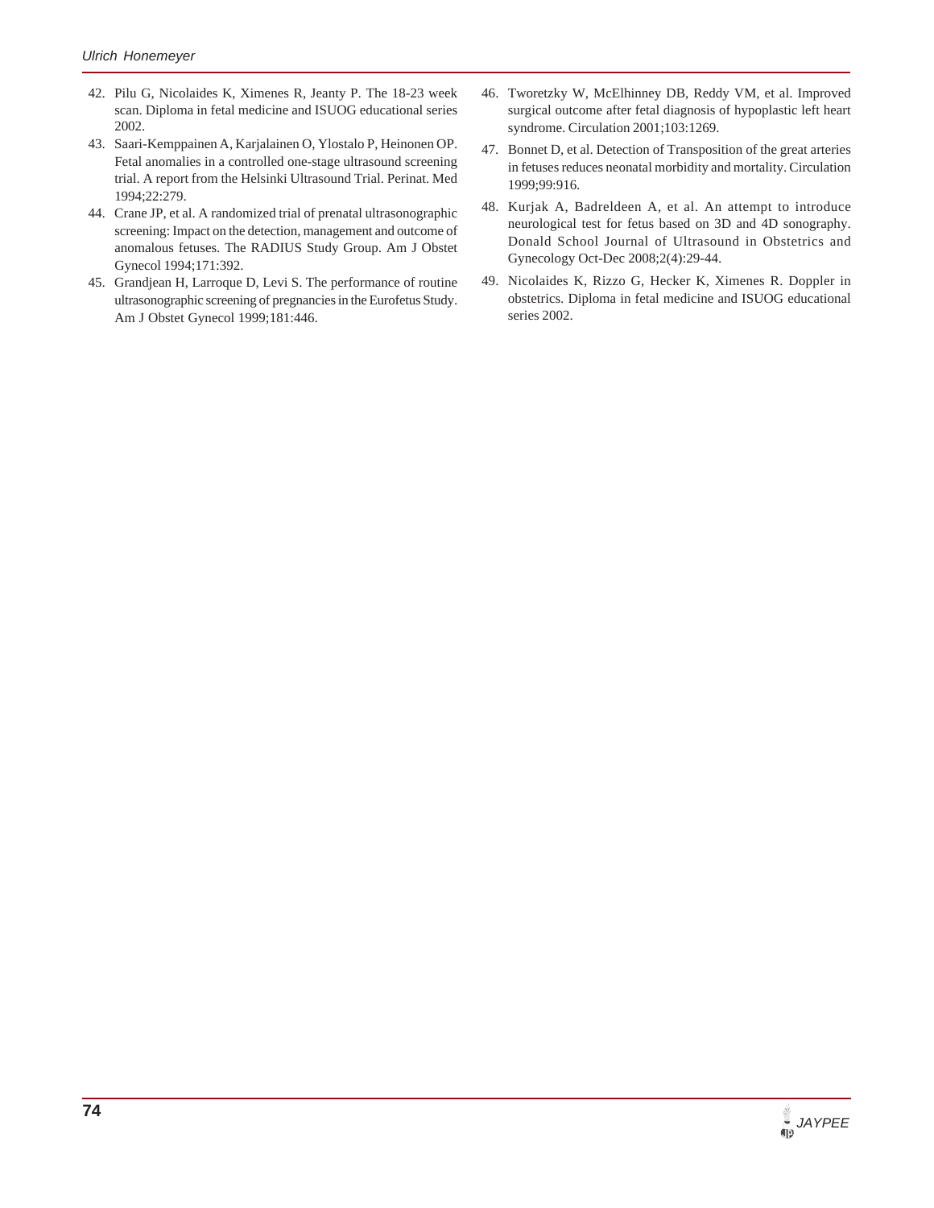42. Pilu G, Nicolaides K, Ximenes R, Jeanty P. The 18-23 week scan. Diploma in fetal medicine and ISUOG educational series 2002.
43. Saari-Kemppainen A, Karjalainen O, Ylostalo P, Heinonen OP. Fetal anomalies in a controlled one-stage ultrasound screening trial. A report from the Helsinki Ultrasound Trial. Perinat. Med 1994;22:279.
44. Crane JP, et al. A randomized trial of prenatal ultrasonographic screening: Impact on the detection, management and outcome of anomalous fetuses. The RADIUS Study Group. Am J Obstet Gynecol 1994;171:392.
45. Grandjean H, Larroque D, Levi S. The performance of routine ultrasonographic screening of pregnancies in the Eurofetus Study. Am J Obstet Gynecol 1999;181:446.
46. Tworetzky W, McElhinney DB, Reddy VM, et al. Improved surgical outcome after fetal diagnosis of hypoplastic left heart syndrome. Circulation 2001;103:1269.
47. Bonnet D, et al. Detection of Transposition of the great arteries in fetuses reduces neonatal morbidity and mortality. Circulation 1999;99:916.
48. Kurjak A, Badreldeen A, et al. An attempt to introduce neurological test for fetus based on 3D and 4D sonography. Donald School Journal of Ultrasound in Obstetrics and Gynecology Oct-Dec 2008;2(4):29-44.
49. Nicolaides K, Rizzo G, Hecker K, Ximenes R. Doppler in obstetrics. Diploma in fetal medicine and ISUOG educational series 2002.